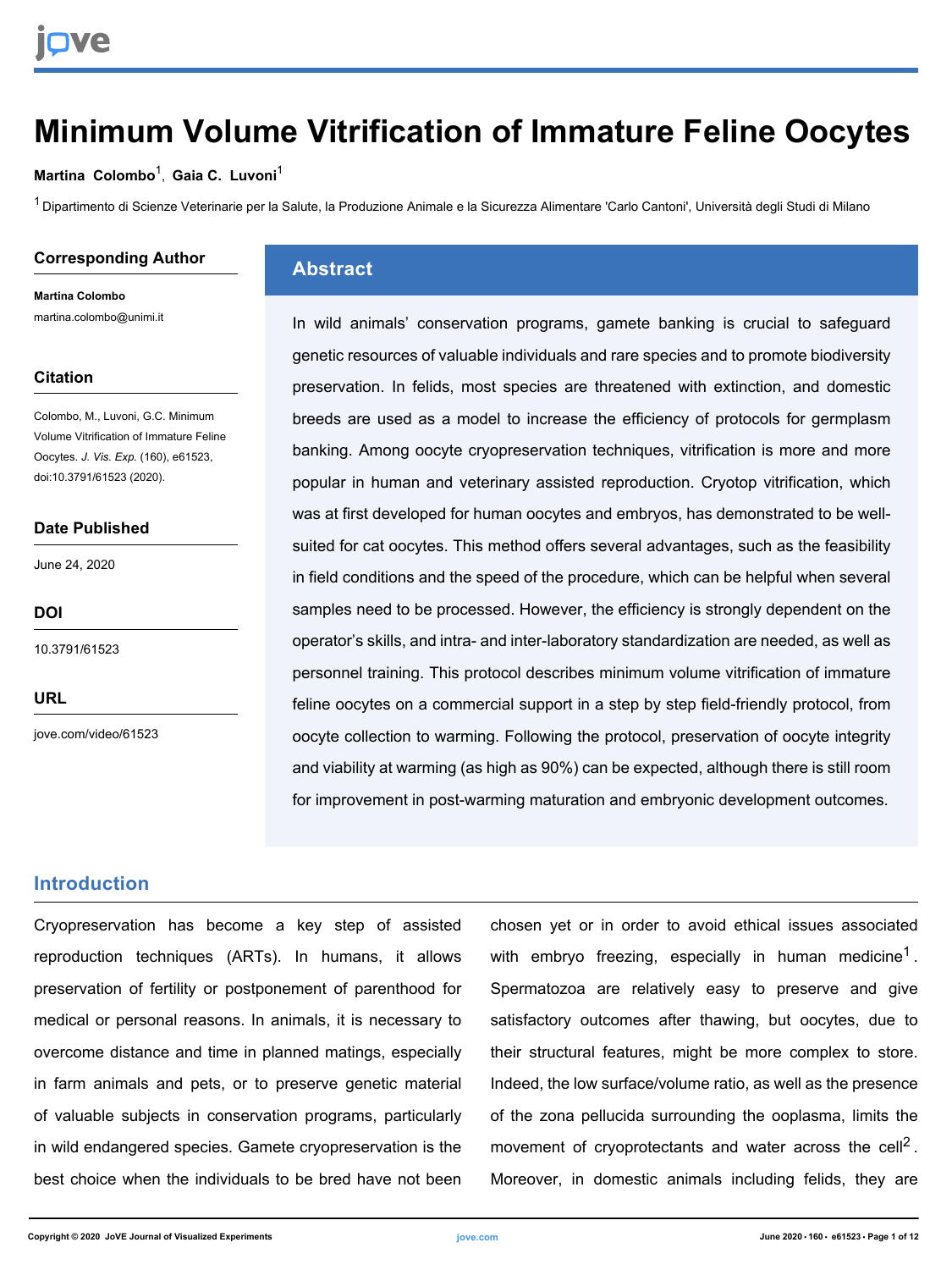# Minimum Volume Vitrification of Immature Feline Oocytes

**Martina Colombo**[1], **Gaia C. Luvoni**[1]

[1] Dipartimento di Scienze Veterinarie per la Salute, la Produzione Animale e la Sicurezza Alimentare 'Carlo Cantoni', Università degli Studi di Milano

## Corresponding Author

**Martina Colombo**
martina.colombo@unimi.it

## Citation

Colombo, M., Luvoni, G.C. Minimum Volume Vitrification of Immature Feline Oocytes. *J. Vis. Exp.* (160), e61523, doi:10.3791/61523 (2020).

## Date Published

June 24, 2020

## DOI

10.3791/61523

## URL

jove.com/video/61523

## Abstract

In wild animals' conservation programs, gamete banking is crucial to safeguard genetic resources of valuable individuals and rare species and to promote biodiversity preservation. In felids, most species are threatened with extinction, and domestic breeds are used as a model to increase the efficiency of protocols for germplasm banking. Among oocyte cryopreservation techniques, vitrification is more and more popular in human and veterinary assisted reproduction. Cryotop vitrification, which was at first developed for human oocytes and embryos, has demonstrated to be well-suited for cat oocytes. This method offers several advantages, such as the feasibility in field conditions and the speed of the procedure, which can be helpful when several samples need to be processed. However, the efficiency is strongly dependent on the operator's skills, and intra- and inter-laboratory standardization are needed, as well as personnel training. This protocol describes minimum volume vitrification of immature feline oocytes on a commercial support in a step by step field-friendly protocol, from oocyte collection to warming. Following the protocol, preservation of oocyte integrity and viability at warming (as high as 90%) can be expected, although there is still room for improvement in post-warming maturation and embryonic development outcomes.

## Introduction

Cryopreservation has become a key step of assisted reproduction techniques (ARTs). In humans, it allows preservation of fertility or postponement of parenthood for medical or personal reasons. In animals, it is necessary to overcome distance and time in planned matings, especially in farm animals and pets, or to preserve genetic material of valuable subjects in conservation programs, particularly in wild endangered species. Gamete cryopreservation is the best choice when the individuals to be bred have not been chosen yet or in order to avoid ethical issues associated with embryo freezing, especially in human medicine[1]. Spermatozoa are relatively easy to preserve and give satisfactory outcomes after thawing, but oocytes, due to their structural features, might be more complex to store. Indeed, the low surface/volume ratio, as well as the presence of the zona pellucida surrounding the ooplasma, limits the movement of cryoprotectants and water across the cell[2]. Moreover, in domestic animals including felids, they are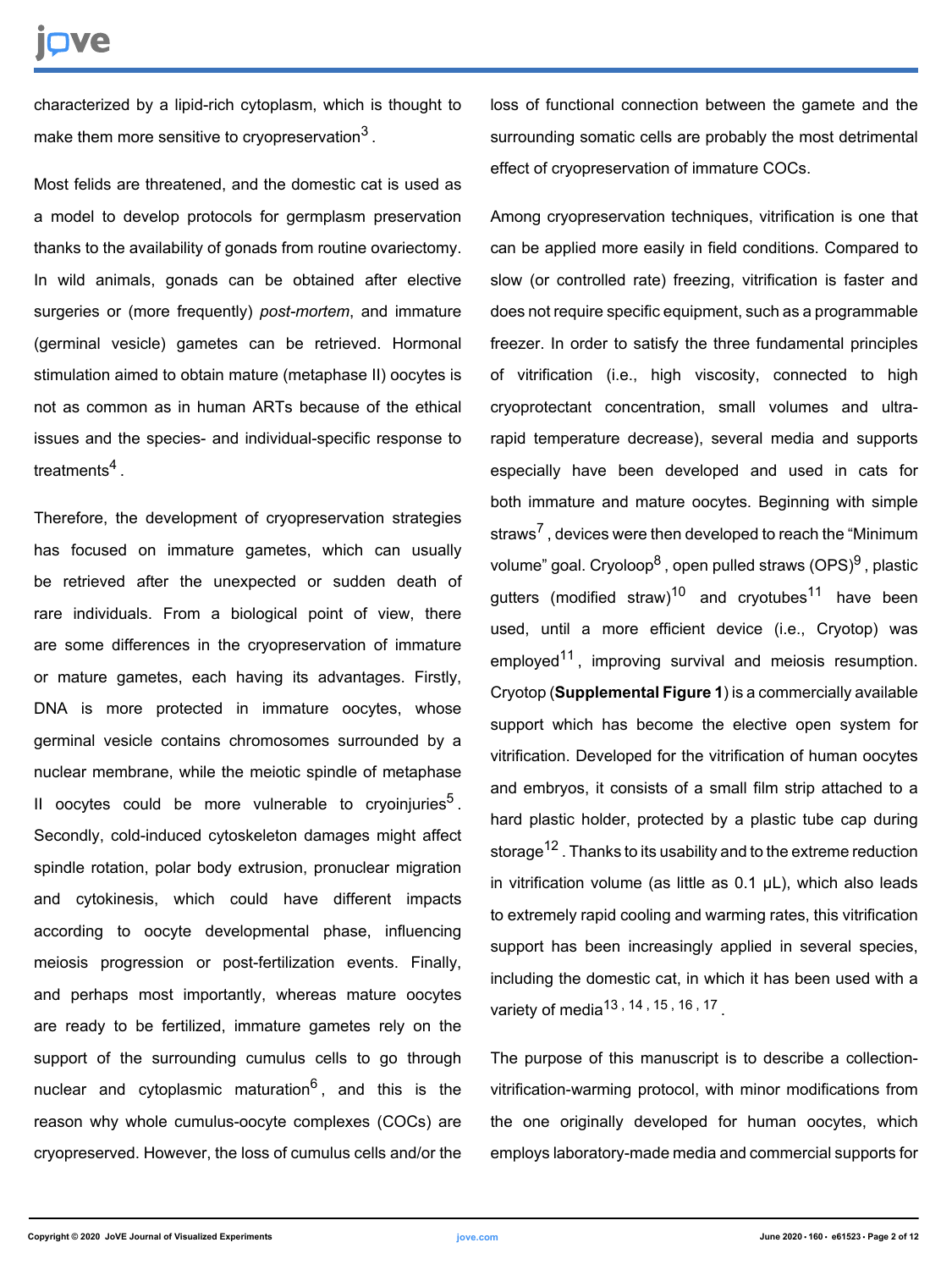characterized by a lipid-rich cytoplasm, which is thought to make them more sensitive to cryopreservation[3].

Most felids are threatened, and the domestic cat is used as a model to develop protocols for germplasm preservation thanks to the availability of gonads from routine ovariectomy. In wild animals, gonads can be obtained after elective surgeries or (more frequently) *post-mortem*, and immature (germinal vesicle) gametes can be retrieved. Hormonal stimulation aimed to obtain mature (metaphase II) oocytes is not as common as in human ARTs because of the ethical issues and the species- and individual-specific response to treatments[4].

Therefore, the development of cryopreservation strategies has focused on immature gametes, which can usually be retrieved after the unexpected or sudden death of rare individuals. From a biological point of view, there are some differences in the cryopreservation of immature or mature gametes, each having its advantages. Firstly, DNA is more protected in immature oocytes, whose germinal vesicle contains chromosomes surrounded by a nuclear membrane, while the meiotic spindle of metaphase II oocytes could be more vulnerable to cryoinjuries[5]. Secondly, cold-induced cytoskeleton damages might affect spindle rotation, polar body extrusion, pronuclear migration and cytokinesis, which could have different impacts according to oocyte developmental phase, influencing meiosis progression or post-fertilization events. Finally, and perhaps most importantly, whereas mature oocytes are ready to be fertilized, immature gametes rely on the support of the surrounding cumulus cells to go through nuclear and cytoplasmic maturation[6], and this is the reason why whole cumulus-oocyte complexes (COCs) are cryopreserved. However, the loss of cumulus cells and/or the loss of functional connection between the gamete and the surrounding somatic cells are probably the most detrimental effect of cryopreservation of immature COCs.

Among cryopreservation techniques, vitrification is one that can be applied more easily in field conditions. Compared to slow (or controlled rate) freezing, vitrification is faster and does not require specific equipment, such as a programmable freezer. In order to satisfy the three fundamental principles of vitrification (i.e., high viscosity, connected to high cryoprotectant concentration, small volumes and ultra-rapid temperature decrease), several media and supports especially have been developed and used in cats for both immature and mature oocytes. Beginning with simple straws[7], devices were then developed to reach the "Minimum volume" goal. Cryoloop[8], open pulled straws (OPS)[9], plastic gutters (modified straw)[10] and cryotubes[11] have been used, until a more efficient device (i.e., Cryotop) was employed[11], improving survival and meiosis resumption. Cryotop (**Supplemental Figure 1**) is a commercially available support which has become the elective open system for vitrification. Developed for the vitrification of human oocytes and embryos, it consists of a small film strip attached to a hard plastic holder, protected by a plastic tube cap during storage[12]. Thanks to its usability and to the extreme reduction in vitrification volume (as little as 0.1 µL), which also leads to extremely rapid cooling and warming rates, this vitrification support has been increasingly applied in several species, including the domestic cat, in which it has been used with a variety of media[13, 14, 15, 16, 17].

The purpose of this manuscript is to describe a collection-vitrification-warming protocol, with minor modifications from the one originally developed for human oocytes, which employs laboratory-made media and commercial supports for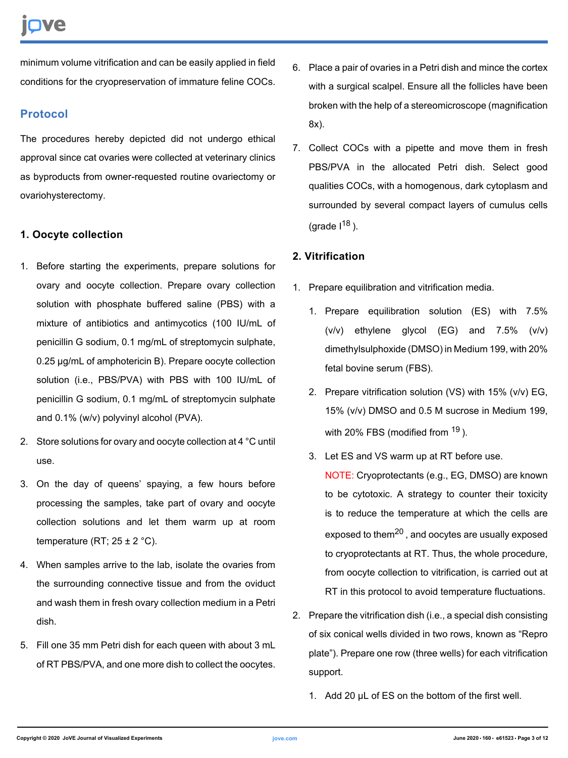minimum volume vitrification and can be easily applied in field conditions for the cryopreservation of immature feline COCs.

## Protocol

The procedures hereby depicted did not undergo ethical approval since cat ovaries were collected at veterinary clinics as byproducts from owner-requested routine ovariectomy or ovariohysterectomy.

### 1. Oocyte collection

1. Before starting the experiments, prepare solutions for ovary and oocyte collection. Prepare ovary collection solution with phosphate buffered saline (PBS) with a mixture of antibiotics and antimycotics (100 IU/mL of penicillin G sodium, 0.1 mg/mL of streptomycin sulphate, 0.25 µg/mL of amphotericin B). Prepare oocyte collection solution (i.e., PBS/PVA) with PBS with 100 IU/mL of penicillin G sodium, 0.1 mg/mL of streptomycin sulphate and 0.1% (w/v) polyvinyl alcohol (PVA).
2. Store solutions for ovary and oocyte collection at 4 °C until use.
3. On the day of queens' spaying, a few hours before processing the samples, take part of ovary and oocyte collection solutions and let them warm up at room temperature (RT; 25 ± 2 °C).
4. When samples arrive to the lab, isolate the ovaries from the surrounding connective tissue and from the oviduct and wash them in fresh ovary collection medium in a Petri dish.
5. Fill one 35 mm Petri dish for each queen with about 3 mL of RT PBS/PVA, and one more dish to collect the oocytes.
6. Place a pair of ovaries in a Petri dish and mince the cortex with a surgical scalpel. Ensure all the follicles have been broken with the help of a stereomicroscope (magnification 8x).
7. Collect COCs with a pipette and move them in fresh PBS/PVA in the allocated Petri dish. Select good qualities COCs, with a homogenous, dark cytoplasm and surrounded by several compact layers of cumulus cells (grade I[18] ).

### 2. Vitrification

1. Prepare equilibration and vitrification media.
   1. Prepare equilibration solution (ES) with 7.5% (v/v) ethylene glycol (EG) and 7.5% (v/v) dimethylsulphoxide (DMSO) in Medium 199, with 20% fetal bovine serum (FBS).
   2. Prepare vitrification solution (VS) with 15% (v/v) EG, 15% (v/v) DMSO and 0.5 M sucrose in Medium 199, with 20% FBS (modified from [19] ).
   3. Let ES and VS warm up at RT before use.

      NOTE: Cryoprotectants (e.g., EG, DMSO) are known to be cytotoxic. A strategy to counter their toxicity is to reduce the temperature at which the cells are exposed to them[20] , and oocytes are usually exposed to cryoprotectants at RT. Thus, the whole procedure, from oocyte collection to vitrification, is carried out at RT in this protocol to avoid temperature fluctuations.
2. Prepare the vitrification dish (i.e., a special dish consisting of six conical wells divided in two rows, known as "Repro plate"). Prepare one row (three wells) for each vitrification support.
   1. Add 20 µL of ES on the bottom of the first well.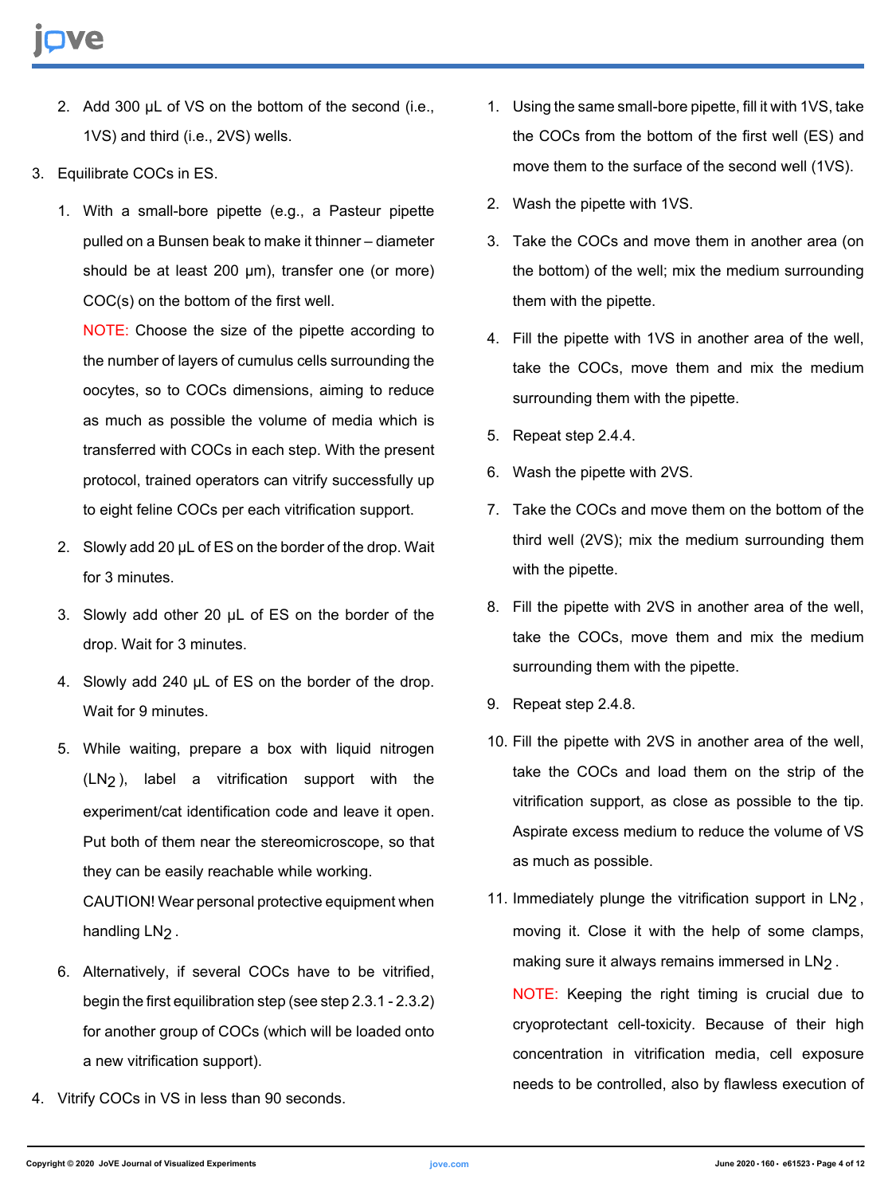2. Add 300 µL of VS on the bottom of the second (i.e., 1VS) and third (i.e., 2VS) wells.

3. Equilibrate COCs in ES.

   1. With a small-bore pipette (e.g., a Pasteur pipette pulled on a Bunsen beak to make it thinner – diameter should be at least 200 µm), transfer one (or more) COC(s) on the bottom of the first well.

      NOTE: Choose the size of the pipette according to the number of layers of cumulus cells surrounding the oocytes, so to COCs dimensions, aiming to reduce as much as possible the volume of media which is transferred with COCs in each step. With the present protocol, trained operators can vitrify successfully up to eight feline COCs per each vitrification support.

   2. Slowly add 20 µL of ES on the border of the drop. Wait for 3 minutes.

   3. Slowly add other 20 µL of ES on the border of the drop. Wait for 3 minutes.

   4. Slowly add 240 µL of ES on the border of the drop. Wait for 9 minutes.

   5. While waiting, prepare a box with liquid nitrogen ($LN_2$), label a vitrification support with the experiment/cat identification code and leave it open. Put both of them near the stereomicroscope, so that they can be easily reachable while working.

      CAUTION! Wear personal protective equipment when handling $LN_2$.

   6. Alternatively, if several COCs have to be vitrified, begin the first equilibration step (see step 2.3.1 - 2.3.2) for another group of COCs (which will be loaded onto a new vitrification support).

4. Vitrify COCs in VS in less than 90 seconds.

   1. Using the same small-bore pipette, fill it with 1VS, take the COCs from the bottom of the first well (ES) and move them to the surface of the second well (1VS).

   2. Wash the pipette with 1VS.

   3. Take the COCs and move them in another area (on the bottom) of the well; mix the medium surrounding them with the pipette.

   4. Fill the pipette with 1VS in another area of the well, take the COCs, move them and mix the medium surrounding them with the pipette.

   5. Repeat step 2.4.4.

   6. Wash the pipette with 2VS.

   7. Take the COCs and move them on the bottom of the third well (2VS); mix the medium surrounding them with the pipette.

   8. Fill the pipette with 2VS in another area of the well, take the COCs, move them and mix the medium surrounding them with the pipette.

   9. Repeat step 2.4.8.

   10. Fill the pipette with 2VS in another area of the well, take the COCs and load them on the strip of the vitrification support, as close as possible to the tip. Aspirate excess medium to reduce the volume of VS as much as possible.

   11. Immediately plunge the vitrification support in $LN_2$, moving it. Close it with the help of some clamps, making sure it always remains immersed in $LN_2$.

       NOTE: Keeping the right timing is crucial due to cryoprotectant cell-toxicity. Because of their high concentration in vitrification media, cell exposure needs to be controlled, also by flawless execution of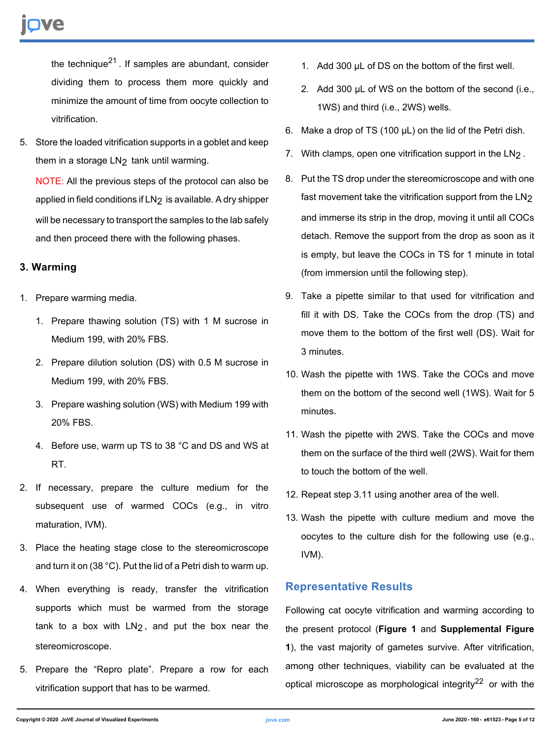the technique[21]. If samples are abundant, consider dividing them to process them more quickly and minimize the amount of time from oocyte collection to vitrification.

5. Store the loaded vitrification supports in a goblet and keep them in a storage $LN_2$ tank until warming.

   NOTE: All the previous steps of the protocol can also be applied in field conditions if $LN_2$ is available. A dry shipper will be necessary to transport the samples to the lab safely and then proceed there with the following phases.

### 3. Warming

1. Prepare warming media.
   1. Prepare thawing solution (TS) with 1 M sucrose in Medium 199, with 20% FBS.
   2. Prepare dilution solution (DS) with 0.5 M sucrose in Medium 199, with 20% FBS.
   3. Prepare washing solution (WS) with Medium 199 with 20% FBS.
   4. Before use, warm up TS to 38 °C and DS and WS at RT.
2. If necessary, prepare the culture medium for the subsequent use of warmed COCs (e.g., in vitro maturation, IVM).
3. Place the heating stage close to the stereomicroscope and turn it on (38 °C). Put the lid of a Petri dish to warm up.
4. When everything is ready, transfer the vitrification supports which must be warmed from the storage tank to a box with $LN_2$, and put the box near the stereomicroscope.
5. Prepare the "Repro plate". Prepare a row for each vitrification support that has to be warmed.
   1. Add 300 µL of DS on the bottom of the first well.
   2. Add 300 µL of WS on the bottom of the second (i.e., 1WS) and third (i.e., 2WS) wells.
6. Make a drop of TS (100 µL) on the lid of the Petri dish.
7. With clamps, open one vitrification support in the $LN_2$.
8. Put the TS drop under the stereomicroscope and with one fast movement take the vitrification support from the $LN_2$ and immerse its strip in the drop, moving it until all COCs detach. Remove the support from the drop as soon as it is empty, but leave the COCs in TS for 1 minute in total (from immersion until the following step).
9. Take a pipette similar to that used for vitrification and fill it with DS. Take the COCs from the drop (TS) and move them to the bottom of the first well (DS). Wait for 3 minutes.
10. Wash the pipette with 1WS. Take the COCs and move them on the bottom of the second well (1WS). Wait for 5 minutes.
11. Wash the pipette with 2WS. Take the COCs and move them on the surface of the third well (2WS). Wait for them to touch the bottom of the well.
12. Repeat step 3.11 using another area of the well.
13. Wash the pipette with culture medium and move the oocytes to the culture dish for the following use (e.g., IVM).

## Representative Results

Following cat oocyte vitrification and warming according to the present protocol (**Figure 1** and **Supplemental Figure 1**), the vast majority of gametes survive. After vitrification, among other techniques, viability can be evaluated at the optical microscope as morphological integrity[22] or with the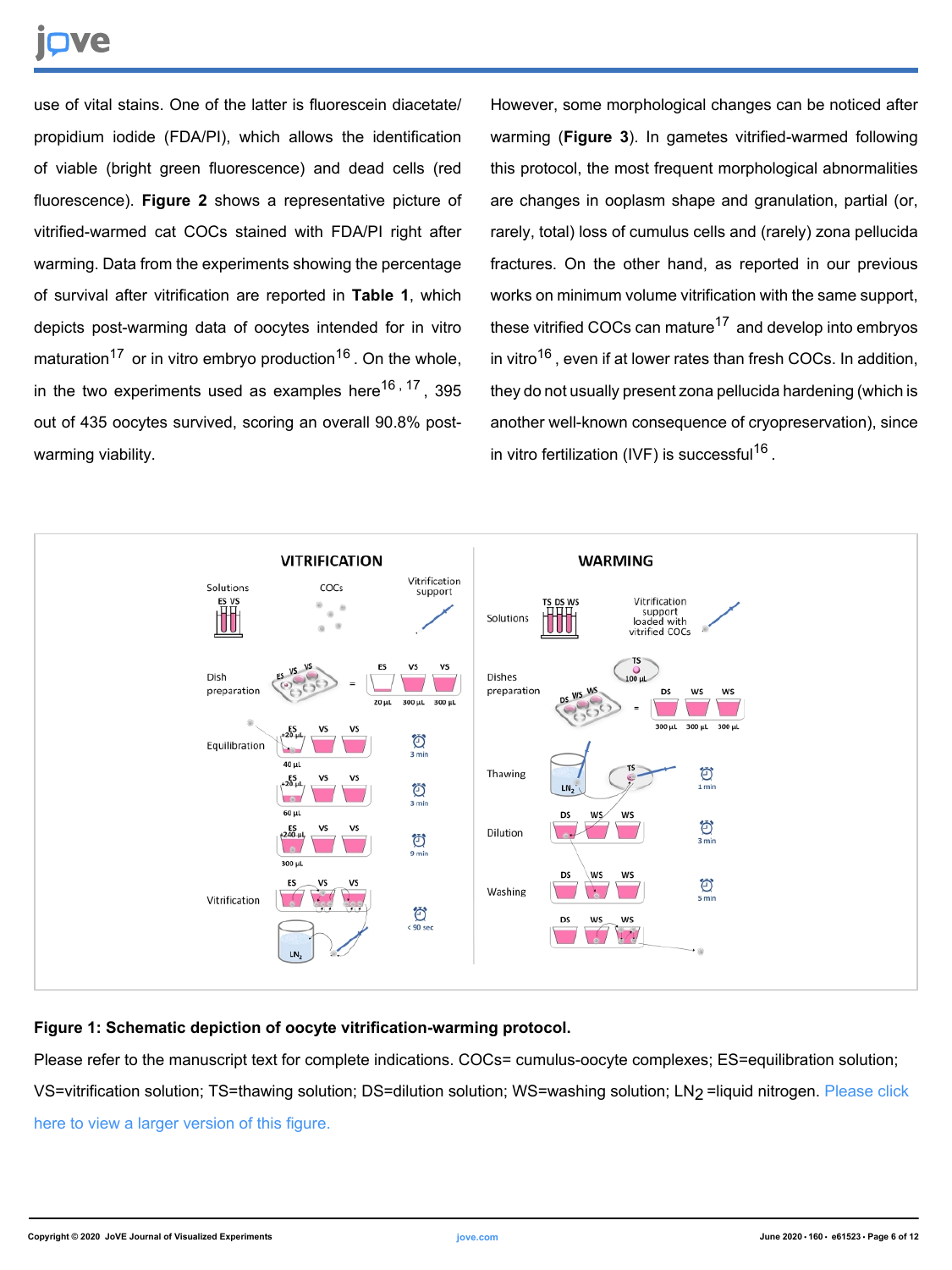use of vital stains. One of the latter is fluorescein diacetate/ propidium iodide (FDA/PI), which allows the identification of viable (bright green fluorescence) and dead cells (red fluorescence). **Figure 2** shows a representative picture of vitrified-warmed cat COCs stained with FDA/PI right after warming. Data from the experiments showing the percentage of survival after vitrification are reported in **Table 1**, which depicts post-warming data of oocytes intended for in vitro maturation[17] or in vitro embryo production[16]. On the whole, in the two experiments used as examples here[16,17], 395 out of 435 oocytes survived, scoring an overall 90.8% post-warming viability.

However, some morphological changes can be noticed after warming (**Figure 3**). In gametes vitrified-warmed following this protocol, the most frequent morphological abnormalities are changes in ooplasm shape and granulation, partial (or, rarely, total) loss of cumulus cells and (rarely) zona pellucida fractures. On the other hand, as reported in our previous works on minimum volume vitrification with the same support, these vitrified COCs can mature[17] and develop into embryos in vitro[16], even if at lower rates than fresh COCs. In addition, they do not usually present zona pellucida hardening (which is another well-known consequence of cryopreservation), since in vitro fertilization (IVF) is successful[16].

**Figure 1: Schematic depiction of oocyte vitrification-warming protocol.**

Please refer to the manuscript text for complete indications. COCs= cumulus-oocyte complexes; ES=equilibration solution; VS=vitrification solution; TS=thawing solution; DS=dilution solution; WS=washing solution; $LN_2$ =liquid nitrogen. Please click here to view a larger version of this figure.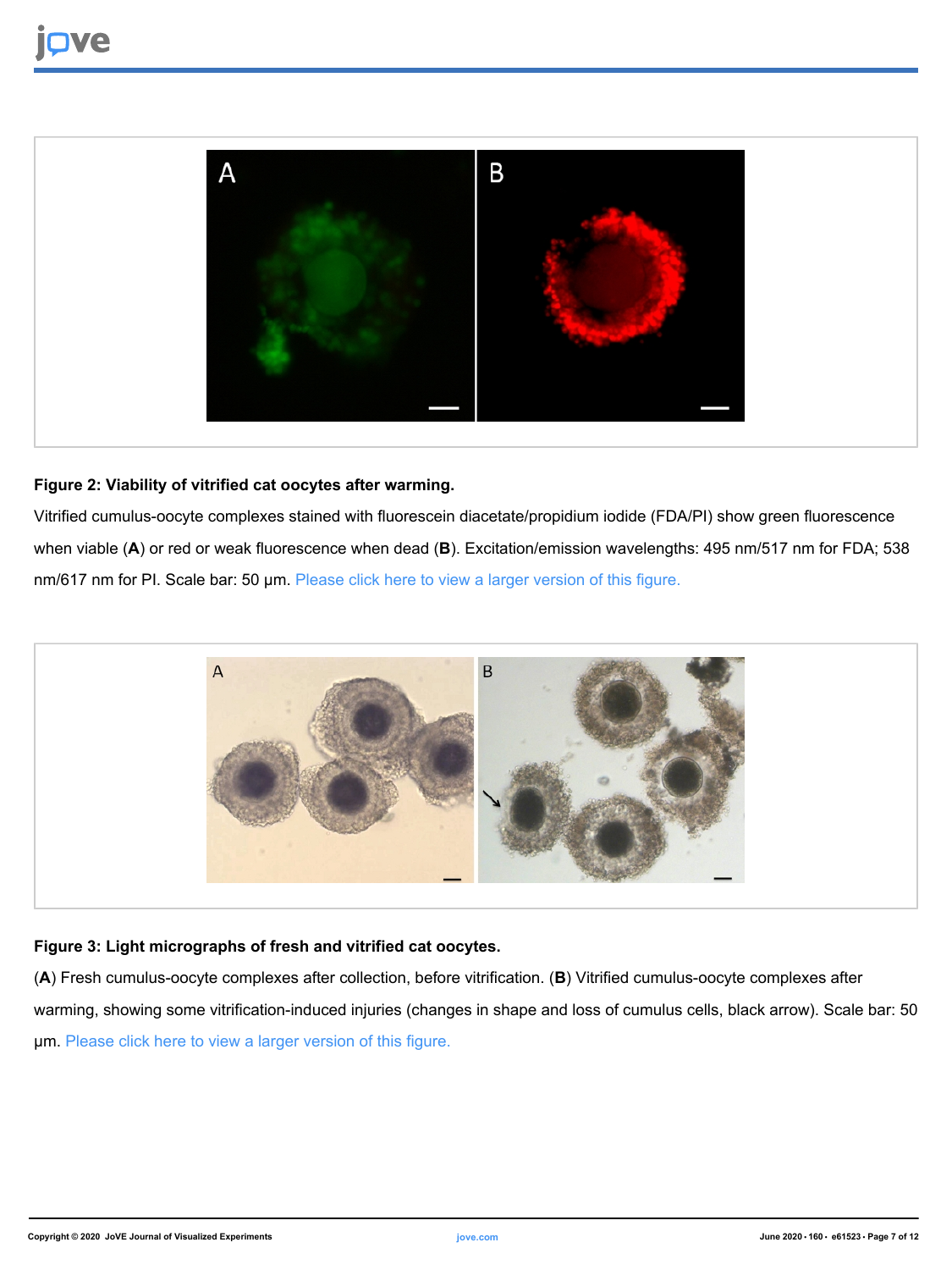**Figure 2: Viability of vitrified cat oocytes after warming.**

Vitrified cumulus-oocyte complexes stained with fluorescein diacetate/propidium iodide (FDA/PI) show green fluorescence when viable (**A**) or red or weak fluorescence when dead (**B**). Excitation/emission wavelengths: 495 nm/517 nm for FDA; 538 nm/617 nm for PI. Scale bar: 50 µm. Please click here to view a larger version of this figure.

**Figure 3: Light micrographs of fresh and vitrified cat oocytes.**

(**A**) Fresh cumulus-oocyte complexes after collection, before vitrification. (**B**) Vitrified cumulus-oocyte complexes after warming, showing some vitrification-induced injuries (changes in shape and loss of cumulus cells, black arrow). Scale bar: 50 µm. Please click here to view a larger version of this figure.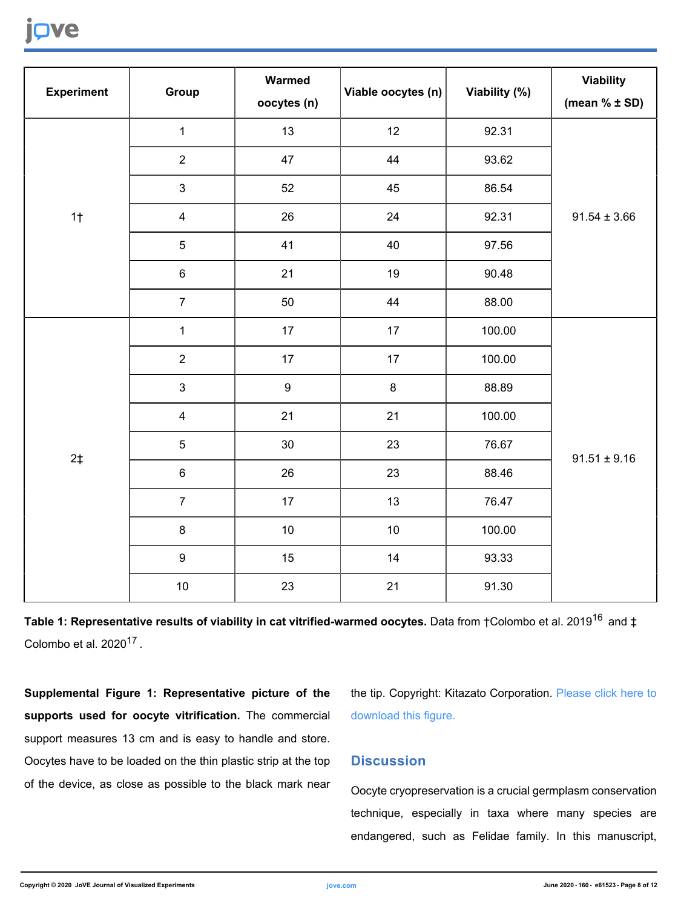| Experiment | Group | Warmed oocytes (n) | Viable oocytes (n) | Viability (%) | Viability (mean % ± SD) |
|---|---|---|---|---|---|
| 1† | 1 | 13 | 12 | 92.31 | 91.54 ± 3.66 |
| | 2 | 47 | 44 | 93.62 | |
| | 3 | 52 | 45 | 86.54 | |
| | 4 | 26 | 24 | 92.31 | |
| | 5 | 41 | 40 | 97.56 | |
| | 6 | 21 | 19 | 90.48 | |
| | 7 | 50 | 44 | 88.00 | |
| 2‡ | 1 | 17 | 17 | 100.00 | 91.51 ± 9.16 |
| | 2 | 17 | 17 | 100.00 | |
| | 3 | 9 | 8 | 88.89 | |
| | 4 | 21 | 21 | 100.00 | |
| | 5 | 30 | 23 | 76.67 | |
| | 6 | 26 | 23 | 88.46 | |
| | 7 | 17 | 13 | 76.47 | |
| | 8 | 10 | 10 | 100.00 | |
| | 9 | 15 | 14 | 93.33 | |
| | 10 | 23 | 21 | 91.30 | |

**Table 1: Representative results of viability in cat vitrified-warmed oocytes.** Data from †Colombo et al. 2019[16] and ‡ Colombo et al. 2020[17].

**Supplemental Figure 1: Representative picture of the supports used for oocyte vitrification.** The commercial support measures 13 cm and is easy to handle and store. Oocytes have to be loaded on the thin plastic strip at the top of the device, as close as possible to the black mark near the tip. Copyright: Kitazato Corporation. Please click here to download this figure.

## Discussion

Oocyte cryopreservation is a crucial germplasm conservation technique, especially in taxa where many species are endangered, such as Felidae family. In this manuscript,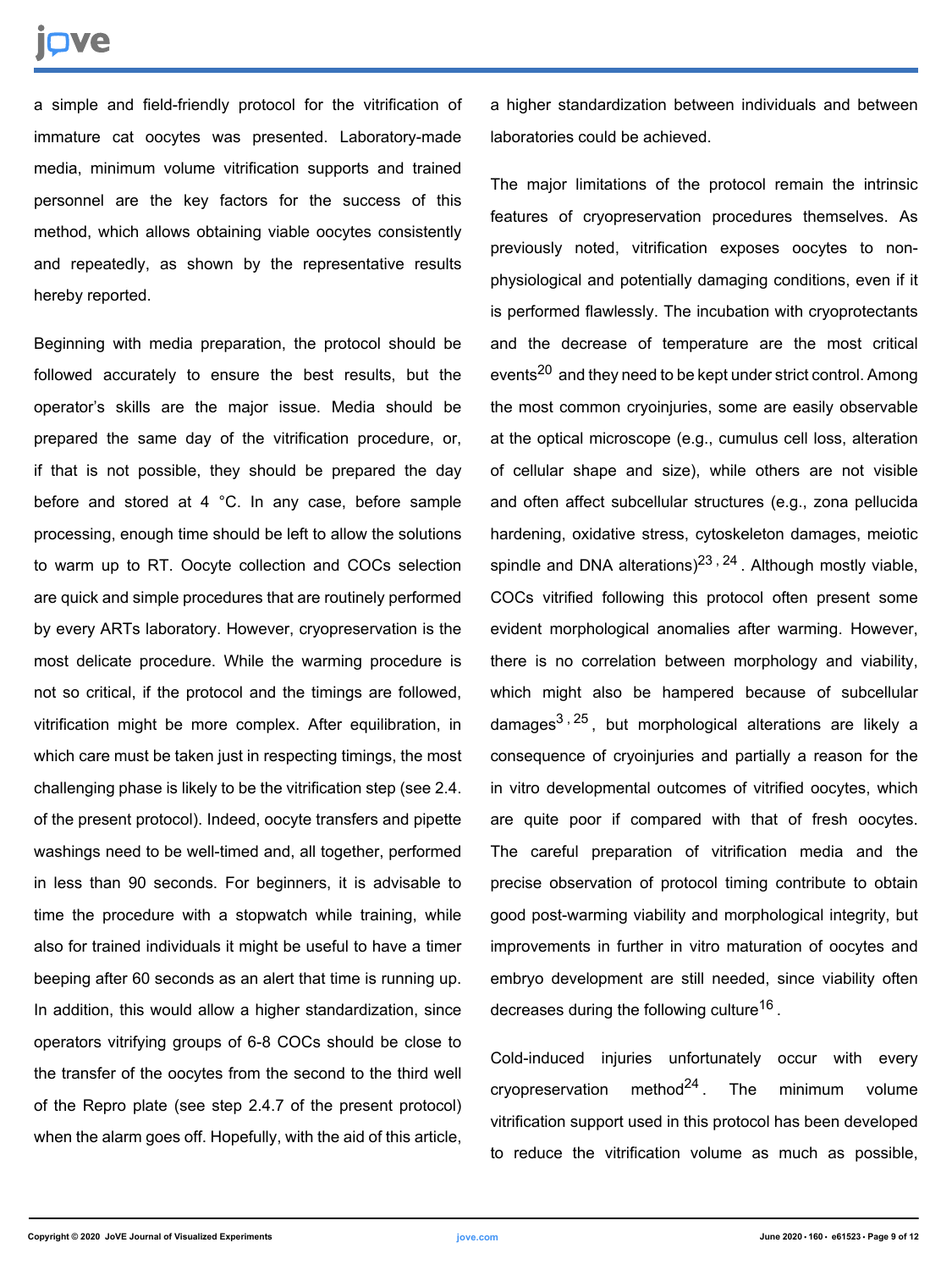a simple and field-friendly protocol for the vitrification of immature cat oocytes was presented. Laboratory-made media, minimum volume vitrification supports and trained personnel are the key factors for the success of this method, which allows obtaining viable oocytes consistently and repeatedly, as shown by the representative results hereby reported.

Beginning with media preparation, the protocol should be followed accurately to ensure the best results, but the operator's skills are the major issue. Media should be prepared the same day of the vitrification procedure, or, if that is not possible, they should be prepared the day before and stored at 4 °C. In any case, before sample processing, enough time should be left to allow the solutions to warm up to RT. Oocyte collection and COCs selection are quick and simple procedures that are routinely performed by every ARTs laboratory. However, cryopreservation is the most delicate procedure. While the warming procedure is not so critical, if the protocol and the timings are followed, vitrification might be more complex. After equilibration, in which care must be taken just in respecting timings, the most challenging phase is likely to be the vitrification step (see 2.4. of the present protocol). Indeed, oocyte transfers and pipette washings need to be well-timed and, all together, performed in less than 90 seconds. For beginners, it is advisable to time the procedure with a stopwatch while training, while also for trained individuals it might be useful to have a timer beeping after 60 seconds as an alert that time is running up. In addition, this would allow a higher standardization, since operators vitrifying groups of 6-8 COCs should be close to the transfer of the oocytes from the second to the third well of the Repro plate (see step 2.4.7 of the present protocol) when the alarm goes off. Hopefully, with the aid of this article, a higher standardization between individuals and between laboratories could be achieved.

The major limitations of the protocol remain the intrinsic features of cryopreservation procedures themselves. As previously noted, vitrification exposes oocytes to non-physiological and potentially damaging conditions, even if it is performed flawlessly. The incubation with cryoprotectants and the decrease of temperature are the most critical events[20] and they need to be kept under strict control. Among the most common cryoinjuries, some are easily observable at the optical microscope (e.g., cumulus cell loss, alteration of cellular shape and size), while others are not visible and often affect subcellular structures (e.g., zona pellucida hardening, oxidative stress, cytoskeleton damages, meiotic spindle and DNA alterations)[23,24]. Although mostly viable, COCs vitrified following this protocol often present some evident morphological anomalies after warming. However, there is no correlation between morphology and viability, which might also be hampered because of subcellular damages[3,25], but morphological alterations are likely a consequence of cryoinjuries and partially a reason for the in vitro developmental outcomes of vitrified oocytes, which are quite poor if compared with that of fresh oocytes. The careful preparation of vitrification media and the precise observation of protocol timing contribute to obtain good post-warming viability and morphological integrity, but improvements in further in vitro maturation of oocytes and embryo development are still needed, since viability often decreases during the following culture[16].

Cold-induced injuries unfortunately occur with every cryopreservation method[24]. The minimum volume vitrification support used in this protocol has been developed to reduce the vitrification volume as much as possible,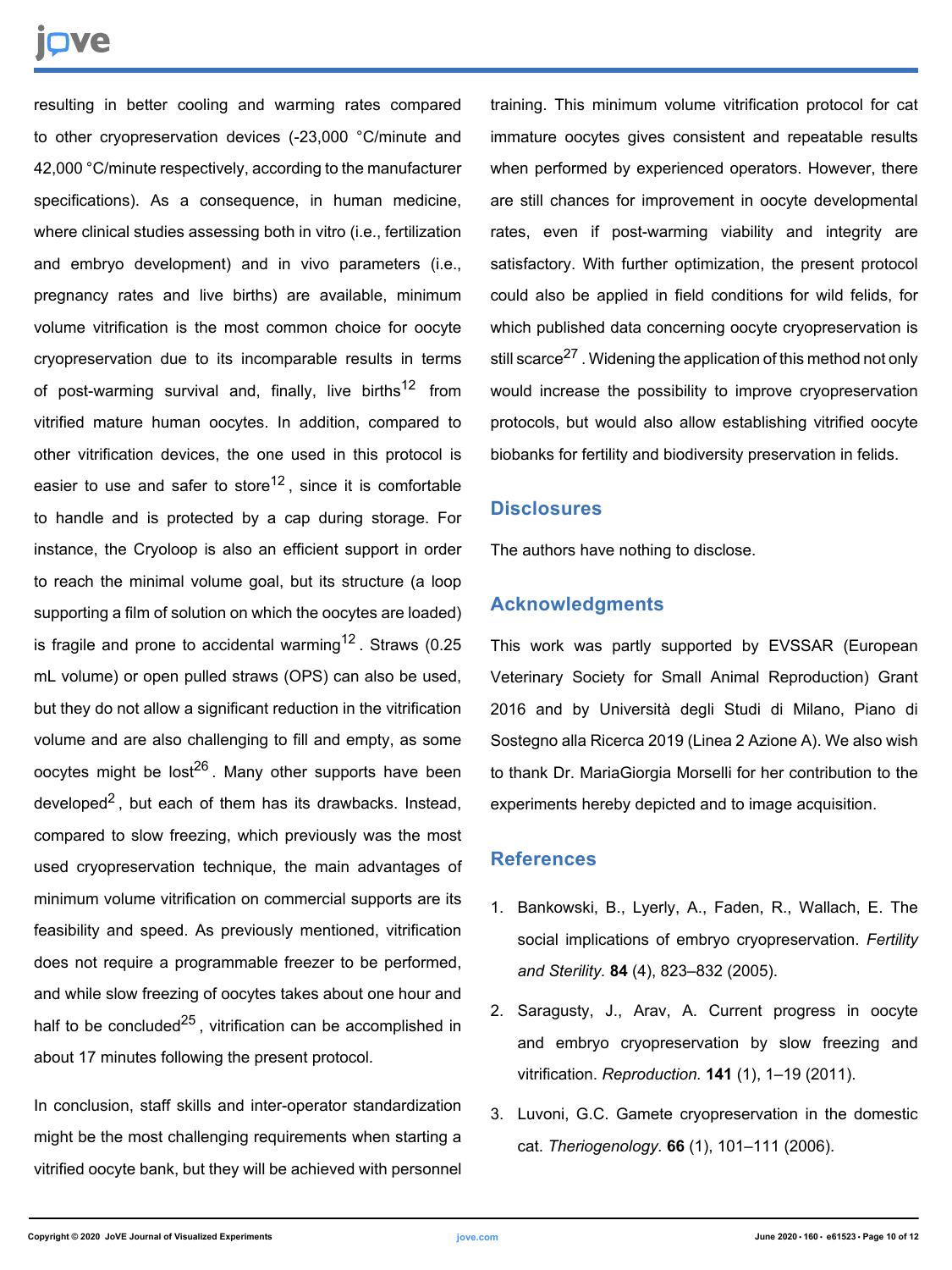resulting in better cooling and warming rates compared to other cryopreservation devices (-23,000 °C/minute and 42,000 °C/minute respectively, according to the manufacturer specifications). As a consequence, in human medicine, where clinical studies assessing both in vitro (i.e., fertilization and embryo development) and in vivo parameters (i.e., pregnancy rates and live births) are available, minimum volume vitrification is the most common choice for oocyte cryopreservation due to its incomparable results in terms of post-warming survival and, finally, live births[12] from vitrified mature human oocytes. In addition, compared to other vitrification devices, the one used in this protocol is easier to use and safer to store[12], since it is comfortable to handle and is protected by a cap during storage. For instance, the Cryoloop is also an efficient support in order to reach the minimal volume goal, but its structure (a loop supporting a film of solution on which the oocytes are loaded) is fragile and prone to accidental warming[12]. Straws (0.25 mL volume) or open pulled straws (OPS) can also be used, but they do not allow a significant reduction in the vitrification volume and are also challenging to fill and empty, as some oocytes might be lost[26]. Many other supports have been developed[2], but each of them has its drawbacks. Instead, compared to slow freezing, which previously was the most used cryopreservation technique, the main advantages of minimum volume vitrification on commercial supports are its feasibility and speed. As previously mentioned, vitrification does not require a programmable freezer to be performed, and while slow freezing of oocytes takes about one hour and half to be concluded[25], vitrification can be accomplished in about 17 minutes following the present protocol.

In conclusion, staff skills and inter-operator standardization might be the most challenging requirements when starting a vitrified oocyte bank, but they will be achieved with personnel training. This minimum volume vitrification protocol for cat immature oocytes gives consistent and repeatable results when performed by experienced operators. However, there are still chances for improvement in oocyte developmental rates, even if post-warming viability and integrity are satisfactory. With further optimization, the present protocol could also be applied in field conditions for wild felids, for which published data concerning oocyte cryopreservation is still scarce[27]. Widening the application of this method not only would increase the possibility to improve cryopreservation protocols, but would also allow establishing vitrified oocyte biobanks for fertility and biodiversity preservation in felids.

## Disclosures

The authors have nothing to disclose.

## Acknowledgments

This work was partly supported by EVSSAR (European Veterinary Society for Small Animal Reproduction) Grant 2016 and by Università degli Studi di Milano, Piano di Sostegno alla Ricerca 2019 (Linea 2 Azione A). We also wish to thank Dr. MariaGiorgia Morselli for her contribution to the experiments hereby depicted and to image acquisition.

## References

1. Bankowski, B., Lyerly, A., Faden, R., Wallach, E. The social implications of embryo cryopreservation. *Fertility and Sterility.* **84** (4), 823–832 (2005).
2. Saragusty, J., Arav, A. Current progress in oocyte and embryo cryopreservation by slow freezing and vitrification. *Reproduction.* **141** (1), 1–19 (2011).
3. Luvoni, G.C. Gamete cryopreservation in the domestic cat. *Theriogenology.* **66** (1), 101–111 (2006).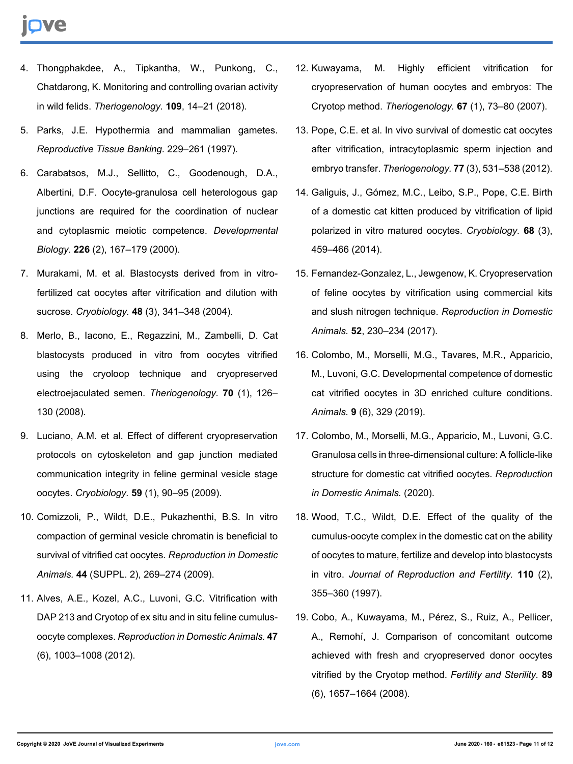4. Thongphakdee, A., Tipkantha, W., Punkong, C., Chatdarong, K. Monitoring and controlling ovarian activity in wild felids. *Theriogenology*. **109**, 14–21 (2018).
5. Parks, J.E. Hypothermia and mammalian gametes. *Reproductive Tissue Banking*. 229–261 (1997).
6. Carabatsos, M.J., Sellitto, C., Goodenough, D.A., Albertini, D.F. Oocyte-granulosa cell heterologous gap junctions are required for the coordination of nuclear and cytoplasmic meiotic competence. *Developmental Biology*. **226** (2), 167–179 (2000).
7. Murakami, M. et al. Blastocysts derived from in vitro-fertilized cat oocytes after vitrification and dilution with sucrose. *Cryobiology*. **48** (3), 341–348 (2004).
8. Merlo, B., Iacono, E., Regazzini, M., Zambelli, D. Cat blastocysts produced in vitro from oocytes vitrified using the cryoloop technique and cryopreserved electroejaculated semen. *Theriogenology*. **70** (1), 126–130 (2008).
9. Luciano, A.M. et al. Effect of different cryopreservation protocols on cytoskeleton and gap junction mediated communication integrity in feline germinal vesicle stage oocytes. *Cryobiology*. **59** (1), 90–95 (2009).
10. Comizzoli, P., Wildt, D.E., Pukazhenthi, B.S. In vitro compaction of germinal vesicle chromatin is beneficial to survival of vitrified cat oocytes. *Reproduction in Domestic Animals*. **44** (SUPPL. 2), 269–274 (2009).
11. Alves, A.E., Kozel, A.C., Luvoni, G.C. Vitrification with DAP 213 and Cryotop of ex situ and in situ feline cumulus-oocyte complexes. *Reproduction in Domestic Animals*. **47** (6), 1003–1008 (2012).
12. Kuwayama, M. Highly efficient vitrification for cryopreservation of human oocytes and embryos: The Cryotop method. *Theriogenology*. **67** (1), 73–80 (2007).
13. Pope, C.E. et al. In vivo survival of domestic cat oocytes after vitrification, intracytoplasmic sperm injection and embryo transfer. *Theriogenology*. **77** (3), 531–538 (2012).
14. Galiguis, J., Gómez, M.C., Leibo, S.P., Pope, C.E. Birth of a domestic cat kitten produced by vitrification of lipid polarized in vitro matured oocytes. *Cryobiology*. **68** (3), 459–466 (2014).
15. Fernandez-Gonzalez, L., Jewgenow, K. Cryopreservation of feline oocytes by vitrification using commercial kits and slush nitrogen technique. *Reproduction in Domestic Animals*. **52**, 230–234 (2017).
16. Colombo, M., Morselli, M.G., Tavares, M.R., Apparicio, M., Luvoni, G.C. Developmental competence of domestic cat vitrified oocytes in 3D enriched culture conditions. *Animals*. **9** (6), 329 (2019).
17. Colombo, M., Morselli, M.G., Apparicio, M., Luvoni, G.C. Granulosa cells in three-dimensional culture: A follicle-like structure for domestic cat vitrified oocytes. *Reproduction in Domestic Animals*. (2020).
18. Wood, T.C., Wildt, D.E. Effect of the quality of the cumulus-oocyte complex in the domestic cat on the ability of oocytes to mature, fertilize and develop into blastocysts in vitro. *Journal of Reproduction and Fertility*. **110** (2), 355–360 (1997).
19. Cobo, A., Kuwayama, M., Pérez, S., Ruiz, A., Pellicer, A., Remohí, J. Comparison of concomitant outcome achieved with fresh and cryopreserved donor oocytes vitrified by the Cryotop method. *Fertility and Sterility*. **89** (6), 1657–1664 (2008).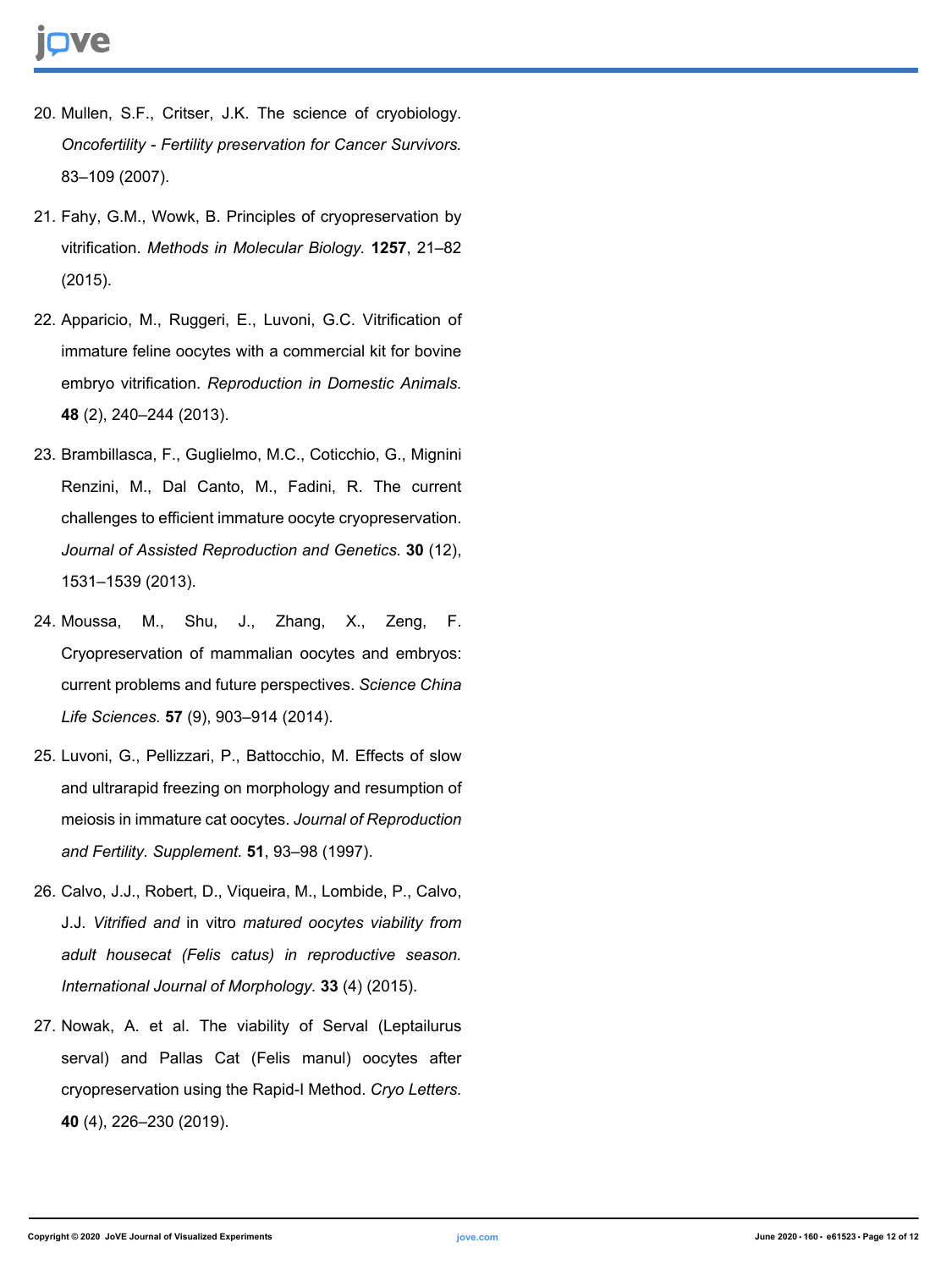20. Mullen, S.F., Critser, J.K. The science of cryobiology. *Oncofertility - Fertility preservation for Cancer Survivors.* 83–109 (2007).

21. Fahy, G.M., Wowk, B. Principles of cryopreservation by vitrification. *Methods in Molecular Biology.* **1257**, 21–82 (2015).

22. Apparicio, M., Ruggeri, E., Luvoni, G.C. Vitrification of immature feline oocytes with a commercial kit for bovine embryo vitrification. *Reproduction in Domestic Animals.* **48** (2), 240–244 (2013).

23. Brambillasca, F., Guglielmo, M.C., Coticchio, G., Mignini Renzini, M., Dal Canto, M., Fadini, R. The current challenges to efficient immature oocyte cryopreservation. *Journal of Assisted Reproduction and Genetics.* **30** (12), 1531–1539 (2013).

24. Moussa, M., Shu, J., Zhang, X., Zeng, F. Cryopreservation of mammalian oocytes and embryos: current problems and future perspectives. *Science China Life Sciences.* **57** (9), 903–914 (2014).

25. Luvoni, G., Pellizzari, P., Battocchio, M. Effects of slow and ultrarapid freezing on morphology and resumption of meiosis in immature cat oocytes. *Journal of Reproduction and Fertility. Supplement.* **51**, 93–98 (1997).

26. Calvo, J.J., Robert, D., Viqueira, M., Lombide, P., Calvo, J.J. *Vitrified and* in vitro *matured oocytes viability from adult housecat (Felis catus) in reproductive season. International Journal of Morphology.* **33** (4) (2015).

27. Nowak, A. et al. The viability of Serval (Leptailurus serval) and Pallas Cat (Felis manul) oocytes after cryopreservation using the Rapid-I Method. *Cryo Letters.* **40** (4), 226–230 (2019).